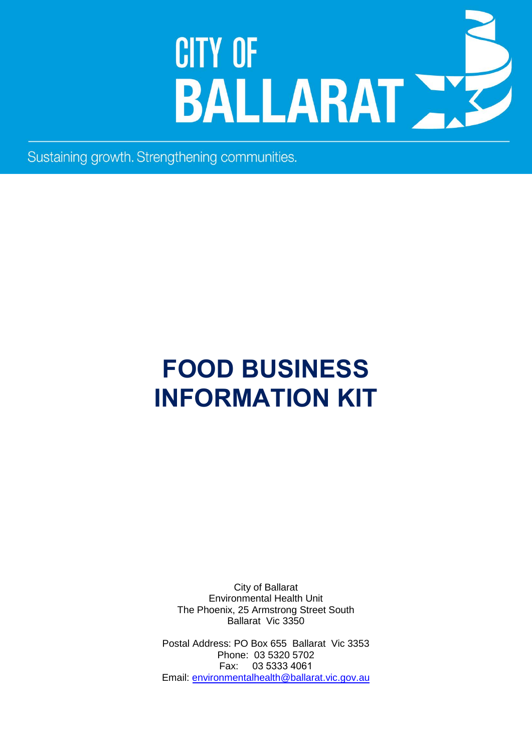CITY OF BALLARAT

Sustaining growth. Strengthening communities.

# FOOD BUSINESS INFORMATION KIT

City of Ballarat
Environmental Health Unit
The Phoenix, 25 Armstrong Street South
Ballarat Vic 3350

Postal Address: PO Box 655 Ballarat Vic 3353
Phone: 03 5320 5702
Fax: 03 5333 4061
Email: environmentalhealth@ballarat.vic.gov.au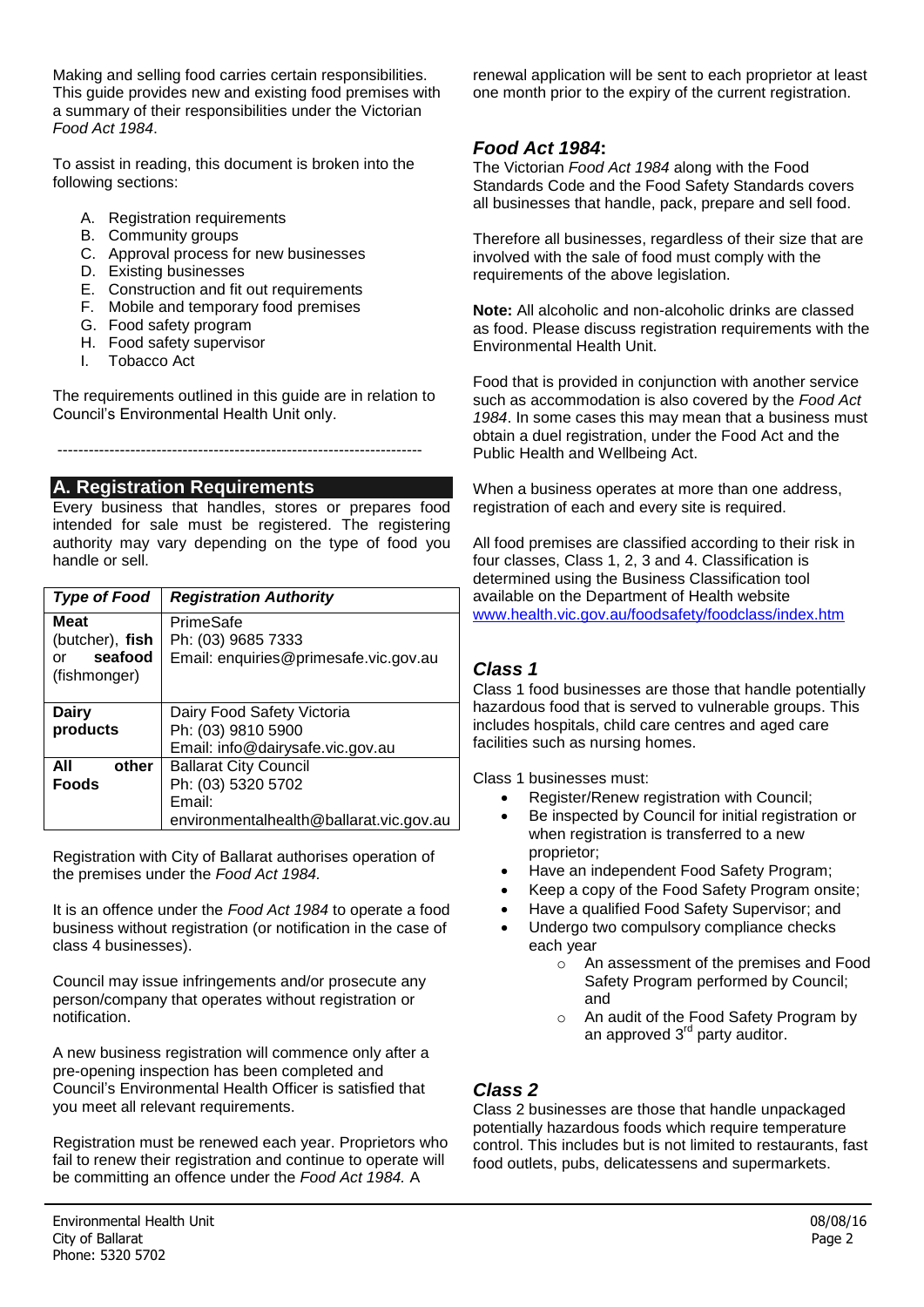Making and selling food carries certain responsibilities. This guide provides new and existing food premises with a summary of their responsibilities under the Victorian *Food Act 1984*.

To assist in reading, this document is broken into the following sections:

A. Registration requirements
B. Community groups
C. Approval process for new businesses
D. Existing businesses
E. Construction and fit out requirements
F. Mobile and temporary food premises
G. Food safety program
H. Food safety supervisor
I. Tobacco Act

The requirements outlined in this guide are in relation to Council's Environmental Health Unit only.

---

## A. Registration Requirements

Every business that handles, stores or prepares food intended for sale must be registered. The registering authority may vary depending on the type of food you handle or sell.

| *Type of Food* | *Registration Authority* |
|---|---|
| **Meat** (butcher), **fish** or **seafood** (fishmonger) | PrimeSafe<br>Ph: (03) 9685 7333<br>Email: enquiries@primesafe.vic.gov.au |
| **Dairy products** | Dairy Food Safety Victoria<br>Ph: (03) 9810 5900<br>Email: info@dairysafe.vic.gov.au |
| **All other Foods** | Ballarat City Council<br>Ph: (03) 5320 5702<br>Email: environmentalhealth@ballarat.vic.gov.au |

Registration with City of Ballarat authorises operation of the premises under the *Food Act 1984.*

It is an offence under the *Food Act 1984* to operate a food business without registration (or notification in the case of class 4 businesses).

Council may issue infringements and/or prosecute any person/company that operates without registration or notification.

A new business registration will commence only after a pre-opening inspection has been completed and Council's Environmental Health Officer is satisfied that you meet all relevant requirements.

Registration must be renewed each year. Proprietors who fail to renew their registration and continue to operate will be committing an offence under the *Food Act 1984.* A renewal application will be sent to each proprietor at least one month prior to the expiry of the current registration.

### *Food Act 1984*:

The Victorian *Food Act 1984* along with the Food Standards Code and the Food Safety Standards covers all businesses that handle, pack, prepare and sell food.

Therefore all businesses, regardless of their size that are involved with the sale of food must comply with the requirements of the above legislation.

**Note:** All alcoholic and non-alcoholic drinks are classed as food. Please discuss registration requirements with the Environmental Health Unit.

Food that is provided in conjunction with another service such as accommodation is also covered by the *Food Act 1984*. In some cases this may mean that a business must obtain a duel registration, under the Food Act and the Public Health and Wellbeing Act.

When a business operates at more than one address, registration of each and every site is required.

All food premises are classified according to their risk in four classes, Class 1, 2, 3 and 4. Classification is determined using the Business Classification tool available on the Department of Health website www.health.vic.gov.au/foodsafety/foodclass/index.htm

### *Class 1*

Class 1 food businesses are those that handle potentially hazardous food that is served to vulnerable groups. This includes hospitals, child care centres and aged care facilities such as nursing homes.

Class 1 businesses must:

- Register/Renew registration with Council;
- Be inspected by Council for initial registration or when registration is transferred to a new proprietor;
- Have an independent Food Safety Program;
- Keep a copy of the Food Safety Program onsite;
- Have a qualified Food Safety Supervisor; and
- Undergo two compulsory compliance checks each year
  - An assessment of the premises and Food Safety Program performed by Council; and
  - An audit of the Food Safety Program by an approved 3rd party auditor.

### *Class 2*

Class 2 businesses are those that handle unpackaged potentially hazardous foods which require temperature control. This includes but is not limited to restaurants, fast food outlets, pubs, delicatessens and supermarkets.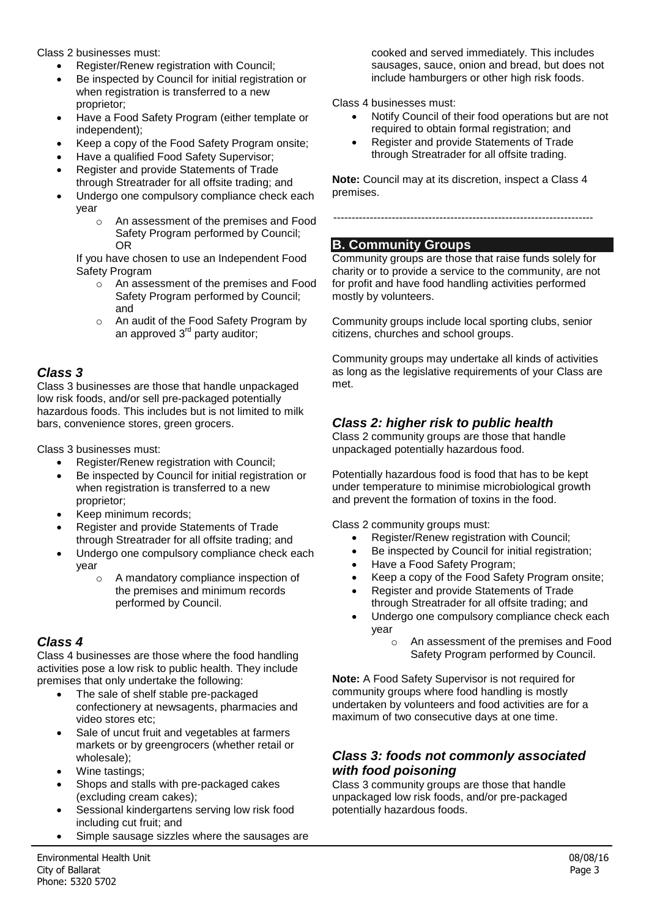Class 2 businesses must:

- Register/Renew registration with Council;
- Be inspected by Council for initial registration or when registration is transferred to a new proprietor;
- Have a Food Safety Program (either template or independent);
- Keep a copy of the Food Safety Program onsite;
- Have a qualified Food Safety Supervisor;
- Register and provide Statements of Trade through Streatrader for all offsite trading; and
- Undergo one compulsory compliance check each year
  - An assessment of the premises and Food Safety Program performed by Council; OR

  If you have chosen to use an Independent Food Safety Program
  - An assessment of the premises and Food Safety Program performed by Council; and
  - An audit of the Food Safety Program by an approved 3rd party auditor;

### *Class 3*

Class 3 businesses are those that handle unpackaged low risk foods, and/or sell pre-packaged potentially hazardous foods. This includes but is not limited to milk bars, convenience stores, green grocers.

Class 3 businesses must:

- Register/Renew registration with Council;
- Be inspected by Council for initial registration or when registration is transferred to a new proprietor;
- Keep minimum records;
- Register and provide Statements of Trade through Streatrader for all offsite trading; and
- Undergo one compulsory compliance check each year
  - A mandatory compliance inspection of the premises and minimum records performed by Council.

### *Class 4*

Class 4 businesses are those where the food handling activities pose a low risk to public health. They include premises that only undertake the following:

- The sale of shelf stable pre-packaged confectionery at newsagents, pharmacies and video stores etc;
- Sale of uncut fruit and vegetables at farmers markets or by greengrocers (whether retail or wholesale);
- Wine tastings;
- Shops and stalls with pre-packaged cakes (excluding cream cakes);
- Sessional kindergartens serving low risk food including cut fruit; and
- Simple sausage sizzles where the sausages are cooked and served immediately. This includes sausages, sauce, onion and bread, but does not include hamburgers or other high risk foods.

Class 4 businesses must:

- Notify Council of their food operations but are not required to obtain formal registration; and
- Register and provide Statements of Trade through Streatrader for all offsite trading.

**Note:** Council may at its discretion, inspect a Class 4 premises.

---

## B. Community Groups

Community groups are those that raise funds solely for charity or to provide a service to the community, are not for profit and have food handling activities performed mostly by volunteers.

Community groups include local sporting clubs, senior citizens, churches and school groups.

Community groups may undertake all kinds of activities as long as the legislative requirements of your Class are met.

### *Class 2: higher risk to public health*

Class 2 community groups are those that handle unpackaged potentially hazardous food.

Potentially hazardous food is food that has to be kept under temperature to minimise microbiological growth and prevent the formation of toxins in the food.

Class 2 community groups must:

- Register/Renew registration with Council;
- Be inspected by Council for initial registration;
- Have a Food Safety Program;
- Keep a copy of the Food Safety Program onsite;
- Register and provide Statements of Trade through Streatrader for all offsite trading; and
- Undergo one compulsory compliance check each year
  - An assessment of the premises and Food Safety Program performed by Council.

**Note:** A Food Safety Supervisor is not required for community groups where food handling is mostly undertaken by volunteers and food activities are for a maximum of two consecutive days at one time.

### *Class 3: foods not commonly associated with food poisoning*

Class 3 community groups are those that handle unpackaged low risk foods, and/or pre-packaged potentially hazardous foods.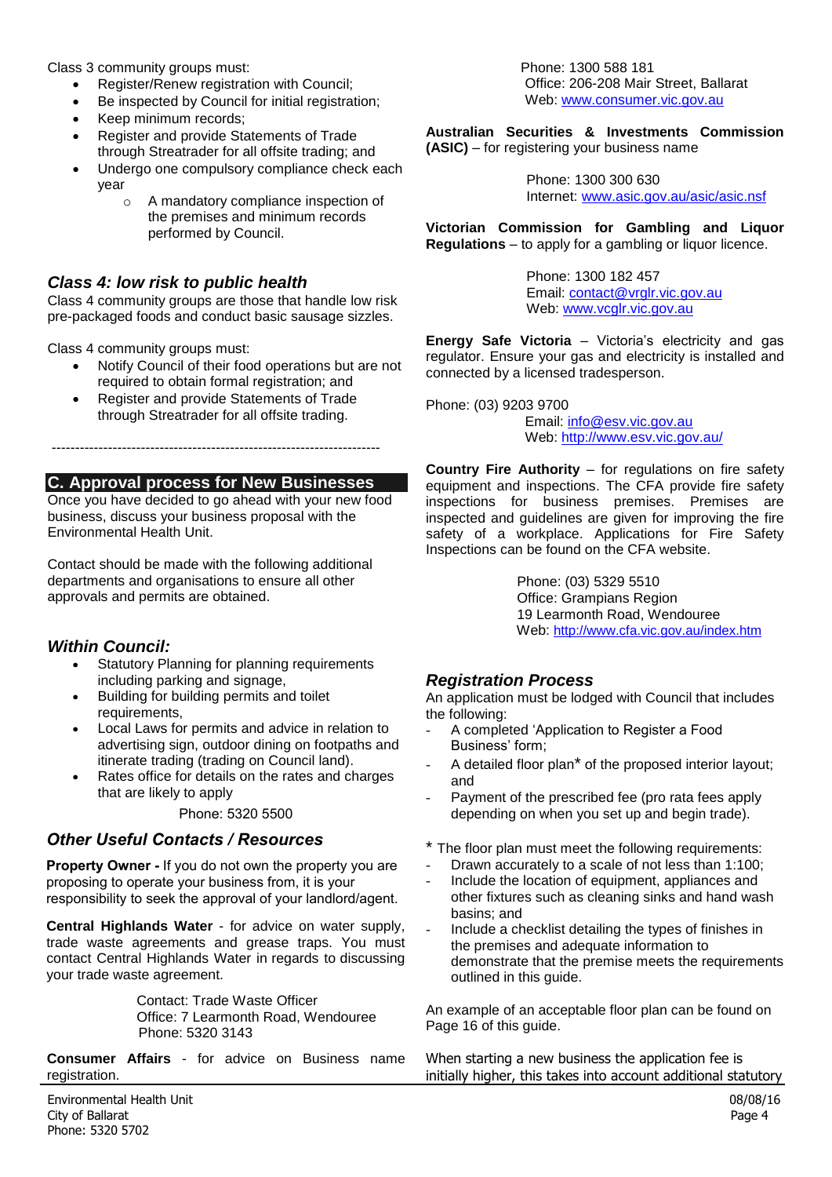Class 3 community groups must:

- Register/Renew registration with Council;
- Be inspected by Council for initial registration;
- Keep minimum records;
- Register and provide Statements of Trade through Streatrader for all offsite trading; and
- Undergo one compulsory compliance check each year
    - A mandatory compliance inspection of the premises and minimum records performed by Council.

### *Class 4: low risk to public health*

Class 4 community groups are those that handle low risk pre-packaged foods and conduct basic sausage sizzles.

Class 4 community groups must:

- Notify Council of their food operations but are not required to obtain formal registration; and
- Register and provide Statements of Trade through Streatrader for all offsite trading.

---

## C. Approval process for New Businesses

Once you have decided to go ahead with your new food business, discuss your business proposal with the Environmental Health Unit.

Contact should be made with the following additional departments and organisations to ensure all other approvals and permits are obtained.

### *Within Council:*

- Statutory Planning for planning requirements including parking and signage,
- Building for building permits and toilet requirements,
- Local Laws for permits and advice in relation to advertising sign, outdoor dining on footpaths and itinerate trading (trading on Council land).
- Rates office for details on the rates and charges that are likely to apply

Phone: 5320 5500

### *Other Useful Contacts / Resources*

**Property Owner -** If you do not own the property you are proposing to operate your business from, it is your responsibility to seek the approval of your landlord/agent.

**Central Highlands Water** - for advice on water supply, trade waste agreements and grease traps. You must contact Central Highlands Water in regards to discussing your trade waste agreement.

Contact: Trade Waste Officer
Office: 7 Learmonth Road, Wendouree
Phone: 5320 3143

**Consumer Affairs** - for advice on Business name registration.

Phone: 1300 588 181
Office: 206-208 Mair Street, Ballarat
Web: www.consumer.vic.gov.au

**Australian Securities & Investments Commission (ASIC)** – for registering your business name

Phone: 1300 300 630
Internet: www.asic.gov.au/asic/asic.nsf

**Victorian Commission for Gambling and Liquor Regulations** – to apply for a gambling or liquor licence.

Phone: 1300 182 457
Email: contact@vrglr.vic.gov.au
Web: www.vcglr.vic.gov.au

**Energy Safe Victoria** – Victoria's electricity and gas regulator. Ensure your gas and electricity is installed and connected by a licensed tradesperson.

Phone: (03) 9203 9700
Email: info@esv.vic.gov.au
Web: http://www.esv.vic.gov.au/

**Country Fire Authority** – for regulations on fire safety equipment and inspections. The CFA provide fire safety inspections for business premises. Premises are inspected and guidelines are given for improving the fire safety of a workplace. Applications for Fire Safety Inspections can be found on the CFA website.

Phone: (03) 5329 5510
Office: Grampians Region
19 Learmonth Road, Wendouree
Web: http://www.cfa.vic.gov.au/index.htm

### *Registration Process*

An application must be lodged with Council that includes the following:

- A completed 'Application to Register a Food Business' form;
- A detailed floor plan* of the proposed interior layout; and
- Payment of the prescribed fee (pro rata fees apply depending on when you set up and begin trade).

\* The floor plan must meet the following requirements:

- Drawn accurately to a scale of not less than 1:100;
- Include the location of equipment, appliances and other fixtures such as cleaning sinks and hand wash basins; and
- Include a checklist detailing the types of finishes in the premises and adequate information to demonstrate that the premise meets the requirements outlined in this guide.

An example of an acceptable floor plan can be found on Page 16 of this guide.

When starting a new business the application fee is initially higher, this takes into account additional statutory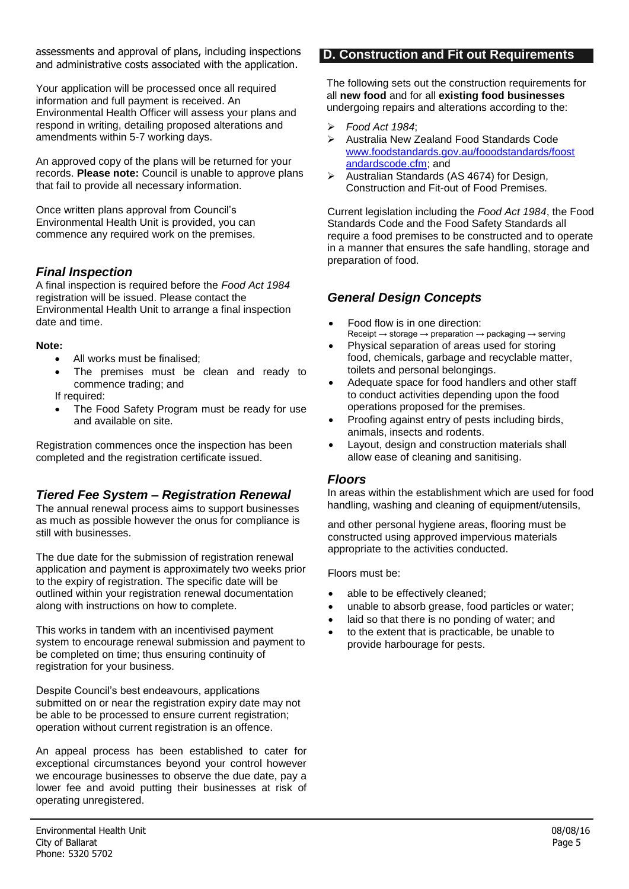assessments and approval of plans, including inspections and administrative costs associated with the application.

Your application will be processed once all required information and full payment is received. An Environmental Health Officer will assess your plans and respond in writing, detailing proposed alterations and amendments within 5-7 working days.

An approved copy of the plans will be returned for your records. **Please note:** Council is unable to approve plans that fail to provide all necessary information.

Once written plans approval from Council's Environmental Health Unit is provided, you can commence any required work on the premises.

### *Final Inspection*

A final inspection is required before the *Food Act 1984* registration will be issued. Please contact the Environmental Health Unit to arrange a final inspection date and time.

**Note:**

- All works must be finalised;
- The premises must be clean and ready to commence trading; and

If required:

- The Food Safety Program must be ready for use and available on site.

Registration commences once the inspection has been completed and the registration certificate issued.

### *Tiered Fee System – Registration Renewal*

The annual renewal process aims to support businesses as much as possible however the onus for compliance is still with businesses.

The due date for the submission of registration renewal application and payment is approximately two weeks prior to the expiry of registration. The specific date will be outlined within your registration renewal documentation along with instructions on how to complete.

This works in tandem with an incentivised payment system to encourage renewal submission and payment to be completed on time; thus ensuring continuity of registration for your business.

Despite Council's best endeavours, applications submitted on or near the registration expiry date may not be able to be processed to ensure current registration; operation without current registration is an offence.

An appeal process has been established to cater for exceptional circumstances beyond your control however we encourage businesses to observe the due date, pay a lower fee and avoid putting their businesses at risk of operating unregistered.

## D. Construction and Fit out Requirements

The following sets out the construction requirements for all **new food** and for all **existing food businesses** undergoing repairs and alterations according to the:

- *Food Act 1984*;
- Australia New Zealand Food Standards Code www.foodstandards.gov.au/fooodstandards/foostandardscode.cfm; and
- Australian Standards (AS 4674) for Design, Construction and Fit-out of Food Premises.

Current legislation including the *Food Act 1984*, the Food Standards Code and the Food Safety Standards all require a food premises to be constructed and to operate in a manner that ensures the safe handling, storage and preparation of food.

### *General Design Concepts*

- Food flow is in one direction:
  Receipt → storage → preparation → packaging → serving
- Physical separation of areas used for storing food, chemicals, garbage and recyclable matter, toilets and personal belongings.
- Adequate space for food handlers and other staff to conduct activities depending upon the food operations proposed for the premises.
- Proofing against entry of pests including birds, animals, insects and rodents.
- Layout, design and construction materials shall allow ease of cleaning and sanitising.

### *Floors*

In areas within the establishment which are used for food handling, washing and cleaning of equipment/utensils,

and other personal hygiene areas, flooring must be constructed using approved impervious materials appropriate to the activities conducted.

Floors must be:

- able to be effectively cleaned;
- unable to absorb grease, food particles or water;
- laid so that there is no ponding of water; and
- to the extent that is practicable, be unable to provide harbourage for pests.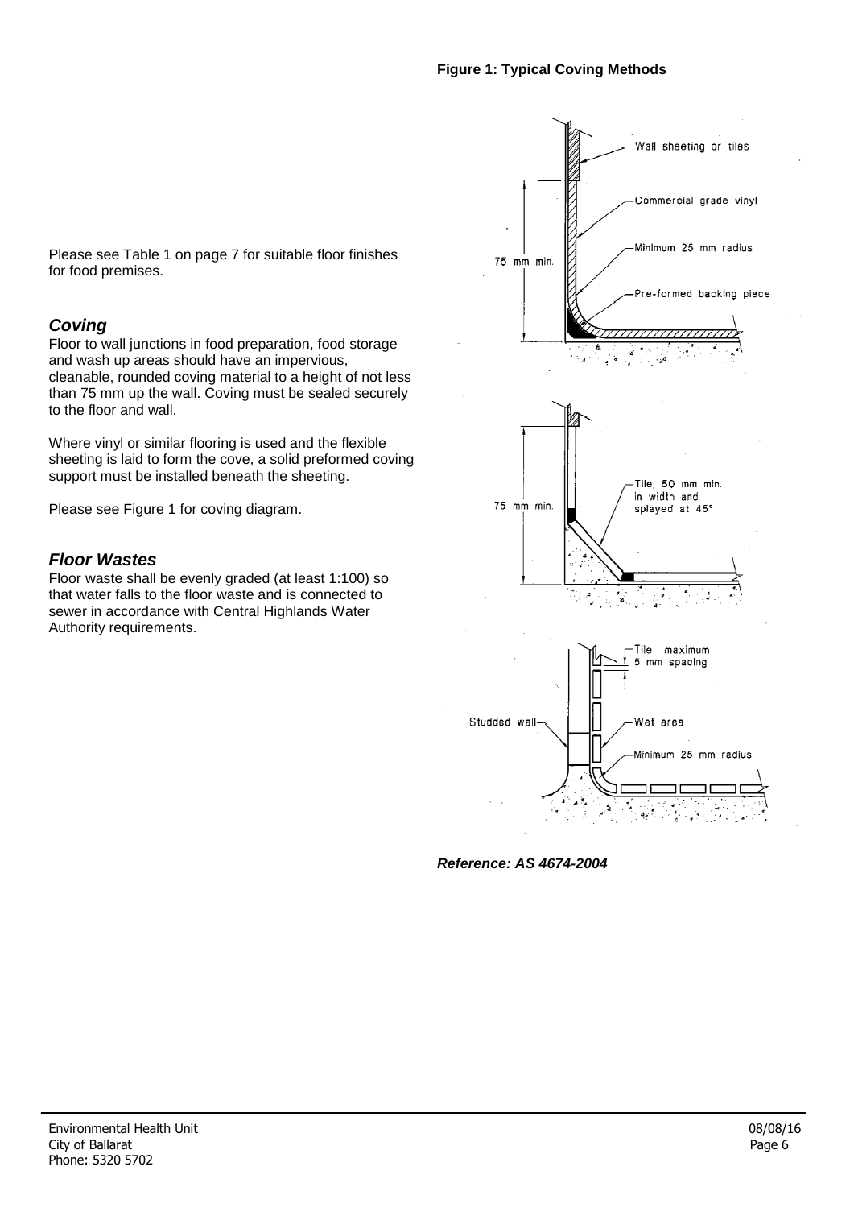**Figure 1: Typical Coving Methods**

Please see Table 1 on page 7 for suitable floor finishes for food premises.

### *Coving*

Floor to wall junctions in food preparation, food storage and wash up areas should have an impervious, cleanable, rounded coving material to a height of not less than 75 mm up the wall. Coving must be sealed securely to the floor and wall.

Where vinyl or similar flooring is used and the flexible sheeting is laid to form the cove, a solid preformed coving support must be installed beneath the sheeting.

Please see Figure 1 for coving diagram.

### *Floor Wastes*

Floor waste shall be evenly graded (at least 1:100) so that water falls to the floor waste and is connected to sewer in accordance with Central Highlands Water Authority requirements.

Wall sheeting or tiles

Commercial grade vinyl

Minimum 25 mm radius

Pre-formed backing piece

75 mm min.

Tile, 50 mm min. in width and splayed at 45°

75 mm min.

Tile maximum 5 mm spacing

Studded wall

Wet area

Minimum 25 mm radius

***Reference: AS 4674-2004***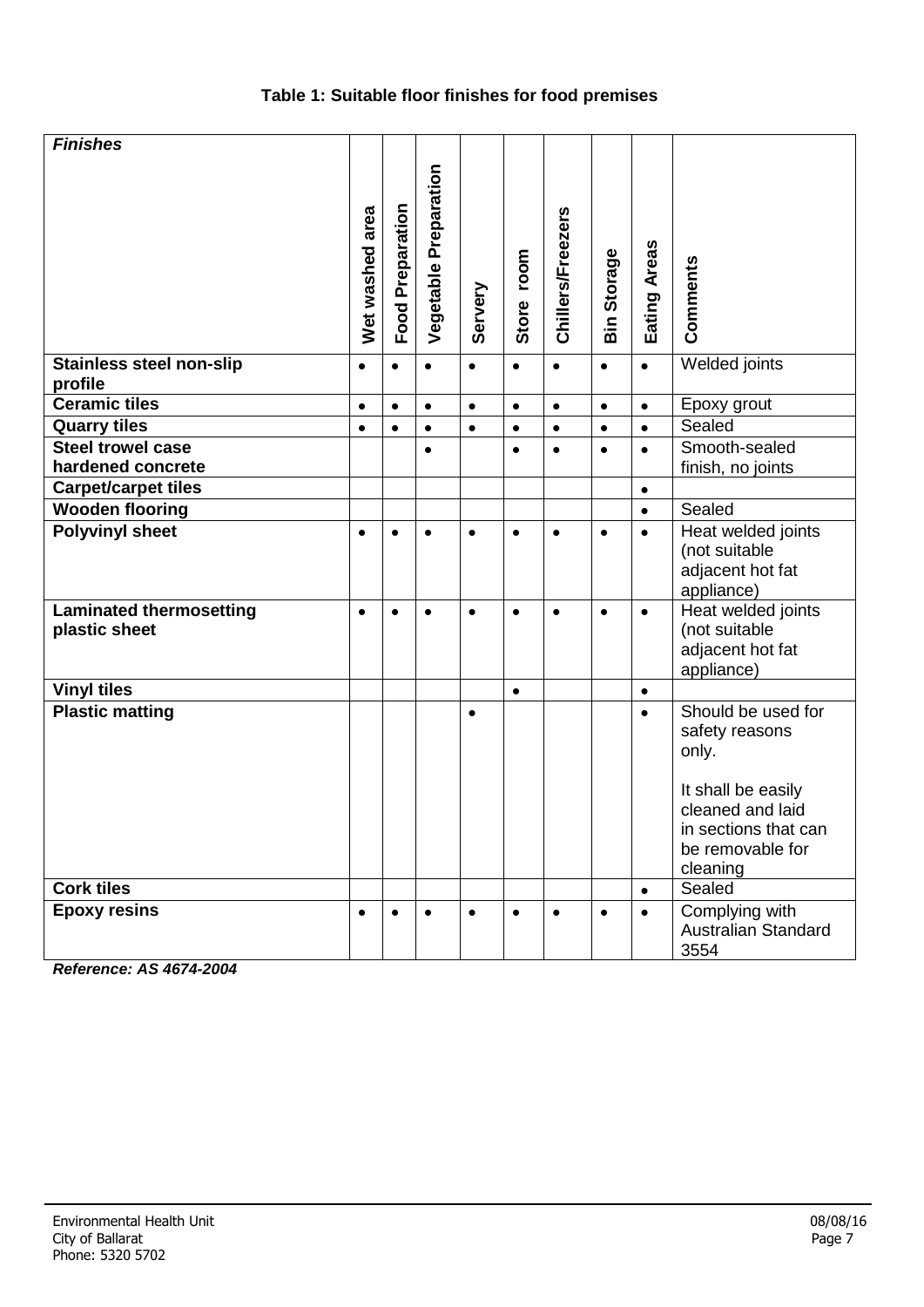### Table 1: Suitable floor finishes for food premises

| *Finishes* | Wet washed area | Food Preparation | Vegetable Preparation | Servery | Store room | Chillers/Freezers | Bin Storage | Eating Areas | Comments |
|---|---|---|---|---|---|---|---|---|---|
| **Stainless steel non-slip profile** | • | • | • | • | • | • | • | • | Welded joints |
| **Ceramic tiles** | • | • | • | • | • | • | • | • | Epoxy grout |
| **Quarry tiles** | • | • | • | • | • | • | • | • | Sealed |
| **Steel trowel case hardened concrete** | | | • | | • | • | • | • | Smooth-sealed finish, no joints |
| **Carpet/carpet tiles** | | | | | | | | • | |
| **Wooden flooring** | | | | | | | | • | Sealed |
| **Polyvinyl sheet** | • | • | • | • | • | • | • | • | Heat welded joints (not suitable adjacent hot fat appliance) |
| **Laminated thermosetting plastic sheet** | • | • | • | • | • | • | • | • | Heat welded joints (not suitable adjacent hot fat appliance) |
| **Vinyl tiles** | | | | | • | | | • | |
| **Plastic matting** | | | | • | | | | • | Should be used for safety reasons only. It shall be easily cleaned and laid in sections that can be removable for cleaning |
| **Cork tiles** | | | | | | | | • | Sealed |
| **Epoxy resins** | • | • | • | • | • | • | • | • | Complying with Australian Standard 3554 |

***Reference: AS 4674-2004***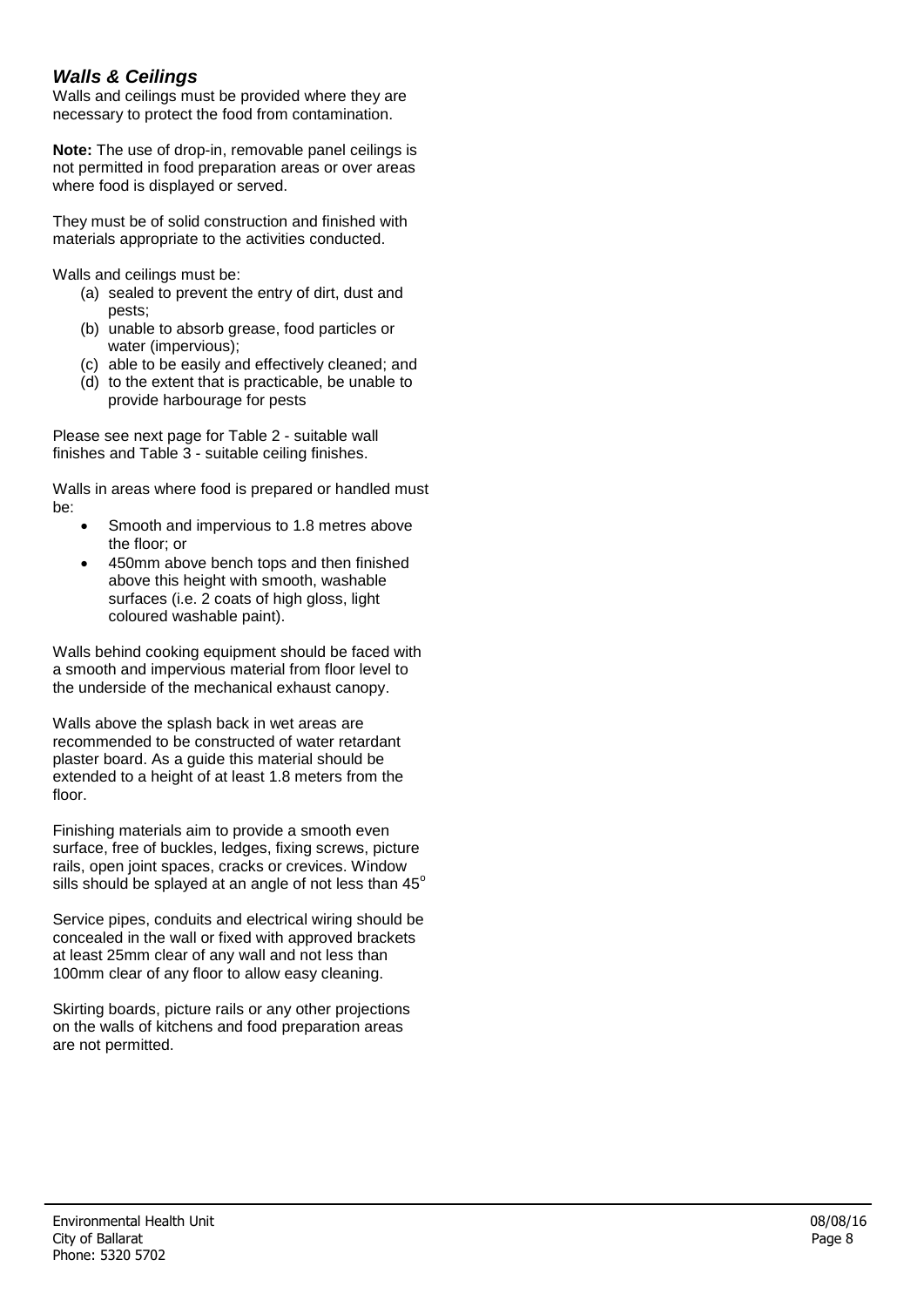### *Walls & Ceilings*

Walls and ceilings must be provided where they are necessary to protect the food from contamination.

**Note:** The use of drop-in, removable panel ceilings is not permitted in food preparation areas or over areas where food is displayed or served.

They must be of solid construction and finished with materials appropriate to the activities conducted.

Walls and ceilings must be:

(a) sealed to prevent the entry of dirt, dust and pests;
(b) unable to absorb grease, food particles or water (impervious);
(c) able to be easily and effectively cleaned; and
(d) to the extent that is practicable, be unable to provide harbourage for pests

Please see next page for Table 2 - suitable wall finishes and Table 3 - suitable ceiling finishes.

Walls in areas where food is prepared or handled must be:

- Smooth and impervious to 1.8 metres above the floor; or
- 450mm above bench tops and then finished above this height with smooth, washable surfaces (i.e. 2 coats of high gloss, light coloured washable paint).

Walls behind cooking equipment should be faced with a smooth and impervious material from floor level to the underside of the mechanical exhaust canopy.

Walls above the splash back in wet areas are recommended to be constructed of water retardant plaster board. As a guide this material should be extended to a height of at least 1.8 meters from the floor.

Finishing materials aim to provide a smooth even surface, free of buckles, ledges, fixing screws, picture rails, open joint spaces, cracks or crevices. Window sills should be splayed at an angle of not less than $45^{o}$

Service pipes, conduits and electrical wiring should be concealed in the wall or fixed with approved brackets at least 25mm clear of any wall and not less than 100mm clear of any floor to allow easy cleaning.

Skirting boards, picture rails or any other projections on the walls of kitchens and food preparation areas are not permitted.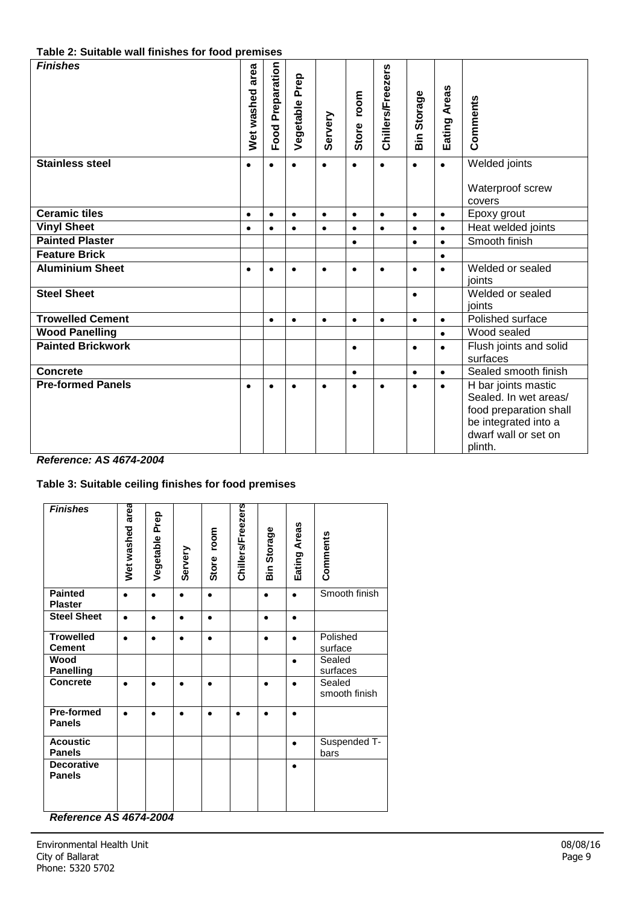**Table 2: Suitable wall finishes for food premises**

| *Finishes* | Wet washed area | Food Preparation | Vegetable Prep | Servery | Store room | Chillers/Freezers | Bin Storage | Eating Areas | Comments |
|---|---|---|---|---|---|---|---|---|---|
| **Stainless steel** | • | • | • | • | • | • | • | • | Welded joints<br><br>Waterproof screw covers |
| **Ceramic tiles** | • | • | • | • | • | • | • | • | Epoxy grout |
| **Vinyl Sheet** | • | • | • | • | • | • | • | • | Heat welded joints |
| **Painted Plaster** | | | | | • | | • | • | Smooth finish |
| **Feature Brick** | | | | | | | | • | |
| **Aluminium Sheet** | • | • | • | • | • | • | • | • | Welded or sealed joints |
| **Steel Sheet** | | | | | | | • | | Welded or sealed joints |
| **Trowelled Cement** | | • | • | • | • | • | • | • | Polished surface |
| **Wood Panelling** | | | | | | | | • | Wood sealed |
| **Painted Brickwork** | | | | | • | | • | • | Flush joints and solid surfaces |
| **Concrete** | | | | | • | | • | • | Sealed smooth finish |
| **Pre-formed Panels** | • | • | • | • | • | • | • | • | H bar joints mastic Sealed. In wet areas/ food preparation shall be integrated into a dwarf wall or set on plinth. |

***Reference: AS 4674-2004***

**Table 3: Suitable ceiling finishes for food premises**

| *Finishes* | Wet washed area | Vegetable Prep | Servery | Store room | Chillers/Freezers | Bin Storage | Eating Areas | Comments |
|---|---|---|---|---|---|---|---|---|
| **Painted Plaster** | • | • | • | • | | • | • | Smooth finish |
| **Steel Sheet** | • | • | • | • | | • | • | |
| **Trowelled Cement** | • | • | • | • | | • | • | Polished surface |
| **Wood Panelling** | | | | | | | • | Sealed surfaces |
| **Concrete** | • | • | • | • | | • | • | Sealed smooth finish |
| **Pre-formed Panels** | • | • | • | • | • | • | • | |
| **Acoustic Panels** | | | | | | | • | Suspended T-bars |
| **Decorative Panels** | | | | | | | • | |

***Reference AS 4674-2004***

Environmental Health Unit
City of Ballarat
Phone: 5320 5702

08/08/16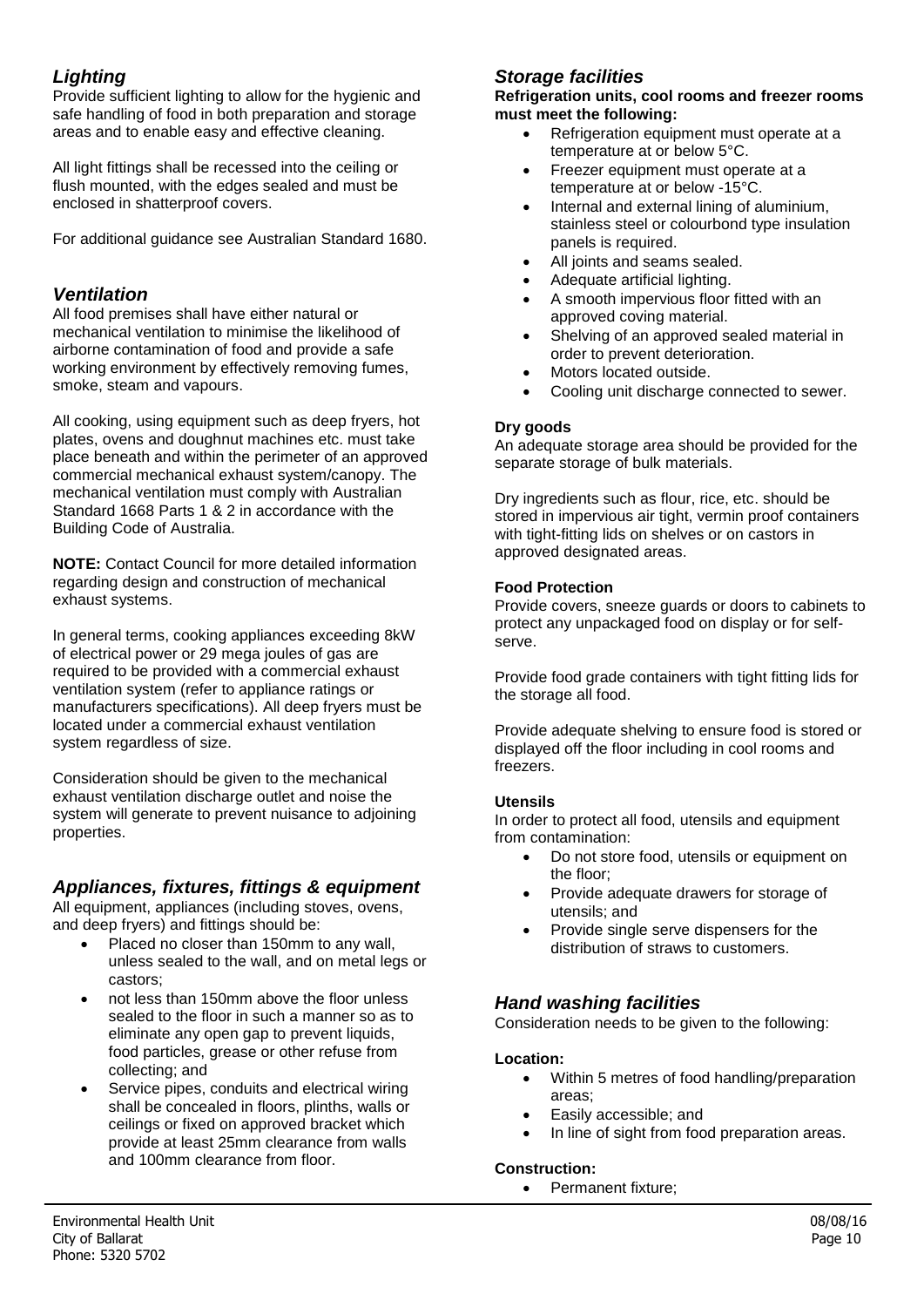## *Lighting*

Provide sufficient lighting to allow for the hygienic and safe handling of food in both preparation and storage areas and to enable easy and effective cleaning.

All light fittings shall be recessed into the ceiling or flush mounted, with the edges sealed and must be enclosed in shatterproof covers.

For additional guidance see Australian Standard 1680.

## *Ventilation*

All food premises shall have either natural or mechanical ventilation to minimise the likelihood of airborne contamination of food and provide a safe working environment by effectively removing fumes, smoke, steam and vapours.

All cooking, using equipment such as deep fryers, hot plates, ovens and doughnut machines etc. must take place beneath and within the perimeter of an approved commercial mechanical exhaust system/canopy. The mechanical ventilation must comply with Australian Standard 1668 Parts 1 & 2 in accordance with the Building Code of Australia.

**NOTE:** Contact Council for more detailed information regarding design and construction of mechanical exhaust systems.

In general terms, cooking appliances exceeding 8kW of electrical power or 29 mega joules of gas are required to be provided with a commercial exhaust ventilation system (refer to appliance ratings or manufacturers specifications). All deep fryers must be located under a commercial exhaust ventilation system regardless of size.

Consideration should be given to the mechanical exhaust ventilation discharge outlet and noise the system will generate to prevent nuisance to adjoining properties.

## *Appliances, fixtures, fittings & equipment*

All equipment, appliances (including stoves, ovens, and deep fryers) and fittings should be:

- Placed no closer than 150mm to any wall, unless sealed to the wall, and on metal legs or castors;
- not less than 150mm above the floor unless sealed to the floor in such a manner so as to eliminate any open gap to prevent liquids, food particles, grease or other refuse from collecting; and
- Service pipes, conduits and electrical wiring shall be concealed in floors, plinths, walls or ceilings or fixed on approved bracket which provide at least 25mm clearance from walls and 100mm clearance from floor.

## *Storage facilities*

**Refrigeration units, cool rooms and freezer rooms must meet the following:**

- Refrigeration equipment must operate at a temperature at or below 5°C.
- Freezer equipment must operate at a temperature at or below -15°C.
- Internal and external lining of aluminium, stainless steel or colourbond type insulation panels is required.
- All joints and seams sealed.
- Adequate artificial lighting.
- A smooth impervious floor fitted with an approved coving material.
- Shelving of an approved sealed material in order to prevent deterioration.
- Motors located outside.
- Cooling unit discharge connected to sewer.

**Dry goods**

An adequate storage area should be provided for the separate storage of bulk materials.

Dry ingredients such as flour, rice, etc. should be stored in impervious air tight, vermin proof containers with tight-fitting lids on shelves or on castors in approved designated areas.

**Food Protection**

Provide covers, sneeze guards or doors to cabinets to protect any unpackaged food on display or for self-serve.

Provide food grade containers with tight fitting lids for the storage all food.

Provide adequate shelving to ensure food is stored or displayed off the floor including in cool rooms and freezers.

**Utensils**

In order to protect all food, utensils and equipment from contamination:

- Do not store food, utensils or equipment on the floor;
- Provide adequate drawers for storage of utensils; and
- Provide single serve dispensers for the distribution of straws to customers.

## *Hand washing facilities*

Consideration needs to be given to the following:

**Location:**

- Within 5 metres of food handling/preparation areas;
- Easily accessible; and
- In line of sight from food preparation areas.

**Construction:**

- Permanent fixture;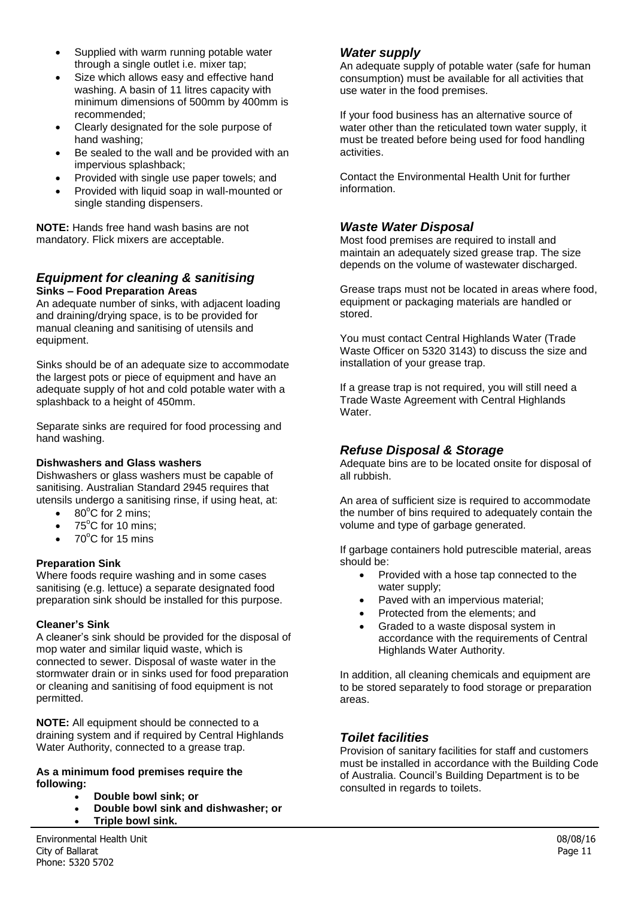- Supplied with warm running potable water through a single outlet i.e. mixer tap;
- Size which allows easy and effective hand washing. A basin of 11 litres capacity with minimum dimensions of 500mm by 400mm is recommended;
- Clearly designated for the sole purpose of hand washing;
- Be sealed to the wall and be provided with an impervious splashback;
- Provided with single use paper towels; and
- Provided with liquid soap in wall-mounted or single standing dispensers.

**NOTE:** Hands free hand wash basins are not mandatory. Flick mixers are acceptable.

## *Equipment for cleaning & sanitising*

**Sinks – Food Preparation Areas**

An adequate number of sinks, with adjacent loading and draining/drying space, is to be provided for manual cleaning and sanitising of utensils and equipment.

Sinks should be of an adequate size to accommodate the largest pots or piece of equipment and have an adequate supply of hot and cold potable water with a splashback to a height of 450mm.

Separate sinks are required for food processing and hand washing.

**Dishwashers and Glass washers**

Dishwashers or glass washers must be capable of sanitising. Australian Standard 2945 requires that utensils undergo a sanitising rinse, if using heat, at:

- 80°C for 2 mins;
- 75°C for 10 mins;
- 70°C for 15 mins

**Preparation Sink**

Where foods require washing and in some cases sanitising (e.g. lettuce) a separate designated food preparation sink should be installed for this purpose.

**Cleaner's Sink**

A cleaner's sink should be provided for the disposal of mop water and similar liquid waste, which is connected to sewer. Disposal of waste water in the stormwater drain or in sinks used for food preparation or cleaning and sanitising of food equipment is not permitted.

**NOTE:** All equipment should be connected to a draining system and if required by Central Highlands Water Authority, connected to a grease trap.

**As a minimum food premises require the following:**

- **Double bowl sink; or**
- **Double bowl sink and dishwasher; or**
- **Triple bowl sink.**

## *Water supply*

An adequate supply of potable water (safe for human consumption) must be available for all activities that use water in the food premises.

If your food business has an alternative source of water other than the reticulated town water supply, it must be treated before being used for food handling activities.

Contact the Environmental Health Unit for further information.

## *Waste Water Disposal*

Most food premises are required to install and maintain an adequately sized grease trap. The size depends on the volume of wastewater discharged.

Grease traps must not be located in areas where food, equipment or packaging materials are handled or stored.

You must contact Central Highlands Water (Trade Waste Officer on 5320 3143) to discuss the size and installation of your grease trap.

If a grease trap is not required, you will still need a Trade Waste Agreement with Central Highlands Water.

## *Refuse Disposal & Storage*

Adequate bins are to be located onsite for disposal of all rubbish.

An area of sufficient size is required to accommodate the number of bins required to adequately contain the volume and type of garbage generated.

If garbage containers hold putrescible material, areas should be:

- Provided with a hose tap connected to the water supply;
- Paved with an impervious material;
- Protected from the elements; and
- Graded to a waste disposal system in accordance with the requirements of Central Highlands Water Authority.

In addition, all cleaning chemicals and equipment are to be stored separately to food storage or preparation areas.

## *Toilet facilities*

Provision of sanitary facilities for staff and customers must be installed in accordance with the Building Code of Australia. Council's Building Department is to be consulted in regards to toilets.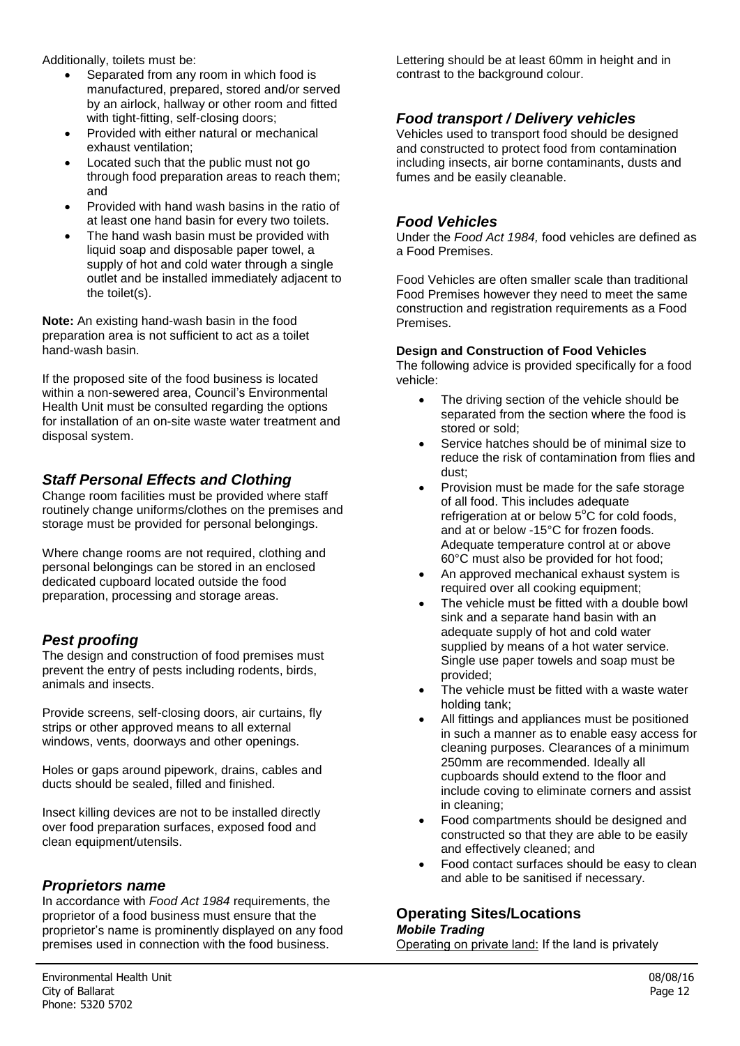Additionally, toilets must be:

- Separated from any room in which food is manufactured, prepared, stored and/or served by an airlock, hallway or other room and fitted with tight-fitting, self-closing doors;
- Provided with either natural or mechanical exhaust ventilation;
- Located such that the public must not go through food preparation areas to reach them; and
- Provided with hand wash basins in the ratio of at least one hand basin for every two toilets.
- The hand wash basin must be provided with liquid soap and disposable paper towel, a supply of hot and cold water through a single outlet and be installed immediately adjacent to the toilet(s).

**Note:** An existing hand-wash basin in the food preparation area is not sufficient to act as a toilet hand-wash basin.

If the proposed site of the food business is located within a non-sewered area, Council's Environmental Health Unit must be consulted regarding the options for installation of an on-site waste water treatment and disposal system.

## *Staff Personal Effects and Clothing*

Change room facilities must be provided where staff routinely change uniforms/clothes on the premises and storage must be provided for personal belongings.

Where change rooms are not required, clothing and personal belongings can be stored in an enclosed dedicated cupboard located outside the food preparation, processing and storage areas.

## *Pest proofing*

The design and construction of food premises must prevent the entry of pests including rodents, birds, animals and insects.

Provide screens, self-closing doors, air curtains, fly strips or other approved means to all external windows, vents, doorways and other openings.

Holes or gaps around pipework, drains, cables and ducts should be sealed, filled and finished.

Insect killing devices are not to be installed directly over food preparation surfaces, exposed food and clean equipment/utensils.

## *Proprietors name*

In accordance with *Food Act 1984* requirements, the proprietor of a food business must ensure that the proprietor's name is prominently displayed on any food premises used in connection with the food business.

Lettering should be at least 60mm in height and in contrast to the background colour.

## *Food transport / Delivery vehicles*

Vehicles used to transport food should be designed and constructed to protect food from contamination including insects, air borne contaminants, dusts and fumes and be easily cleanable.

## *Food Vehicles*

Under the *Food Act 1984,* food vehicles are defined as a Food Premises.

Food Vehicles are often smaller scale than traditional Food Premises however they need to meet the same construction and registration requirements as a Food Premises.

**Design and Construction of Food Vehicles**

The following advice is provided specifically for a food vehicle:

- The driving section of the vehicle should be separated from the section where the food is stored or sold;
- Service hatches should be of minimal size to reduce the risk of contamination from flies and dust;
- Provision must be made for the safe storage of all food. This includes adequate refrigeration at or below 5°C for cold foods, and at or below -15°C for frozen foods. Adequate temperature control at or above 60°C must also be provided for hot food;
- An approved mechanical exhaust system is required over all cooking equipment;
- The vehicle must be fitted with a double bowl sink and a separate hand basin with an adequate supply of hot and cold water supplied by means of a hot water service. Single use paper towels and soap must be provided;
- The vehicle must be fitted with a waste water holding tank;
- All fittings and appliances must be positioned in such a manner as to enable easy access for cleaning purposes. Clearances of a minimum 250mm are recommended. Ideally all cupboards should extend to the floor and include coving to eliminate corners and assist in cleaning;
- Food compartments should be designed and constructed so that they are able to be easily and effectively cleaned; and
- Food contact surfaces should be easy to clean and able to be sanitised if necessary.

## **Operating Sites/Locations**

### ***Mobile Trading***

Operating on private land: If the land is privately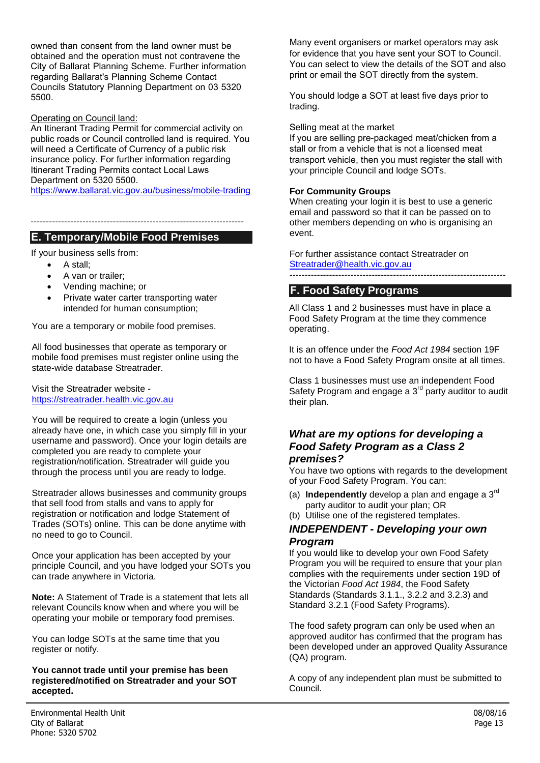owned than consent from the land owner must be obtained and the operation must not contravene the City of Ballarat Planning Scheme. Further information regarding Ballarat's Planning Scheme Contact Councils Statutory Planning Department on 03 5320 5500.

Operating on Council land:
An Itinerant Trading Permit for commercial activity on public roads or Council controlled land is required. You will need a Certificate of Currency of a public risk insurance policy. For further information regarding Itinerant Trading Permits contact Local Laws Department on 5320 5500.
https://www.ballarat.vic.gov.au/business/mobile-trading

---

## E. Temporary/Mobile Food Premises

If your business sells from:

- A stall;
- A van or trailer;
- Vending machine; or
- Private water carter transporting water intended for human consumption;

You are a temporary or mobile food premises.

All food businesses that operate as temporary or mobile food premises must register online using the state-wide database Streatrader.

Visit the Streatrader website - https://streatrader.health.vic.gov.au

You will be required to create a login (unless you already have one, in which case you simply fill in your username and password). Once your login details are completed you are ready to complete your registration/notification. Streatrader will guide you through the process until you are ready to lodge.

Streatrader allows businesses and community groups that sell food from stalls and vans to apply for registration or notification and lodge Statement of Trades (SOTs) online. This can be done anytime with no need to go to Council.

Once your application has been accepted by your principle Council, and you have lodged your SOTs you can trade anywhere in Victoria.

**Note:** A Statement of Trade is a statement that lets all relevant Councils know when and where you will be operating your mobile or temporary food premises.

You can lodge SOTs at the same time that you register or notify.

**You cannot trade until your premise has been registered/notified on Streatrader and your SOT accepted.**

Many event organisers or market operators may ask for evidence that you have sent your SOT to Council. You can select to view the details of the SOT and also print or email the SOT directly from the system.

You should lodge a SOT at least five days prior to trading.

Selling meat at the market
If you are selling pre-packaged meat/chicken from a stall or from a vehicle that is not a licensed meat transport vehicle, then you must register the stall with your principle Council and lodge SOTs.

**For Community Groups**
When creating your login it is best to use a generic email and password so that it can be passed on to other members depending on who is organising an event.

For further assistance contact Streatrader on Streatrader@health.vic.gov.au

---

## F. Food Safety Programs

All Class 1 and 2 businesses must have in place a Food Safety Program at the time they commence operating.

It is an offence under the *Food Act 1984* section 19F not to have a Food Safety Program onsite at all times.

Class 1 businesses must use an independent Food Safety Program and engage a 3rd party auditor to audit their plan.

### *What are my options for developing a Food Safety Program as a Class 2 premises?*

You have two options with regards to the development of your Food Safety Program. You can:

(a) **Independently** develop a plan and engage a 3rd party auditor to audit your plan; OR
(b) Utilise one of the registered templates.

### *INDEPENDENT - Developing your own Program*

If you would like to develop your own Food Safety Program you will be required to ensure that your plan complies with the requirements under section 19D of the Victorian *Food Act 1984*, the Food Safety Standards (Standards 3.1.1., 3.2.2 and 3.2.3) and Standard 3.2.1 (Food Safety Programs).

The food safety program can only be used when an approved auditor has confirmed that the program has been developed under an approved Quality Assurance (QA) program.

A copy of any independent plan must be submitted to Council.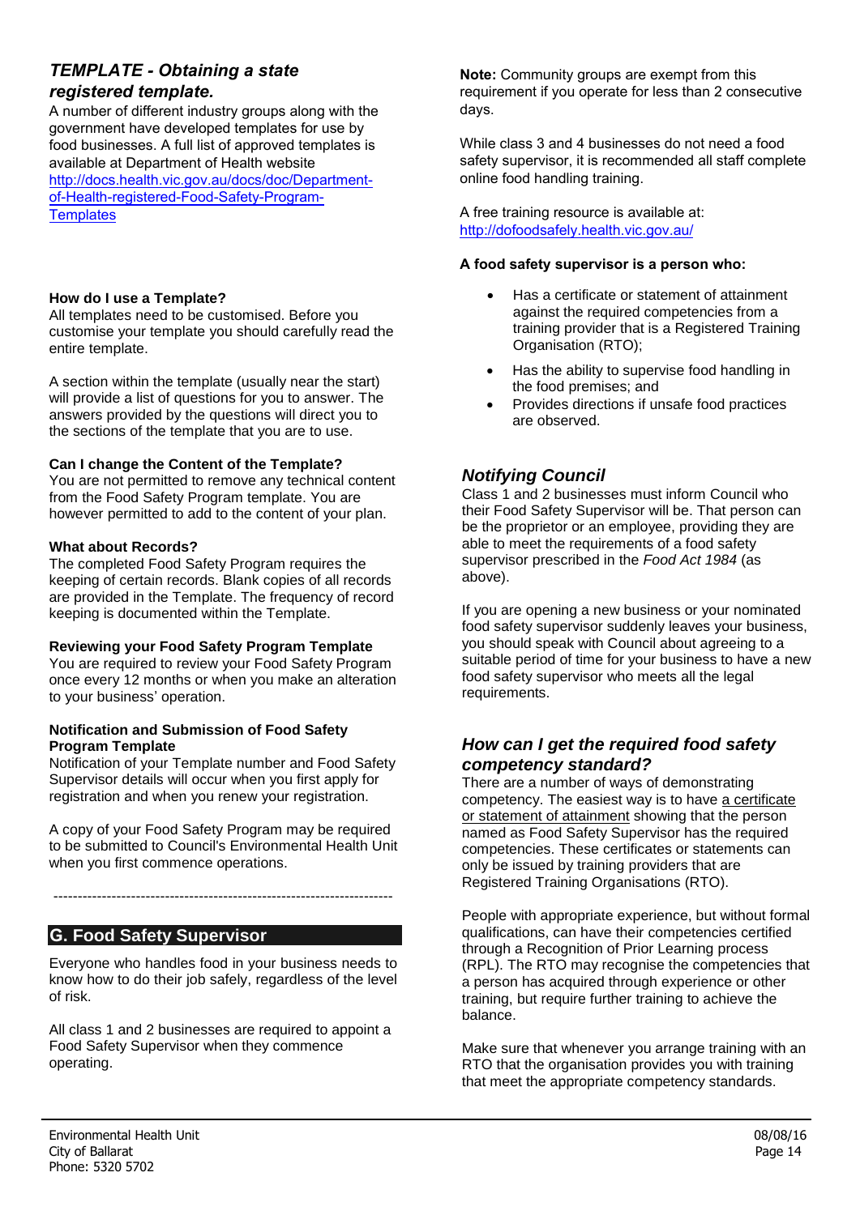## *TEMPLATE - Obtaining a state registered template.*

A number of different industry groups along with the government have developed templates for use by food businesses. A full list of approved templates is available at Department of Health website http://docs.health.vic.gov.au/docs/doc/Department-of-Health-registered-Food-Safety-Program-Templates

**How do I use a Template?**

All templates need to be customised. Before you customise your template you should carefully read the entire template.

A section within the template (usually near the start) will provide a list of questions for you to answer. The answers provided by the questions will direct you to the sections of the template that you are to use.

**Can I change the Content of the Template?**

You are not permitted to remove any technical content from the Food Safety Program template. You are however permitted to add to the content of your plan.

**What about Records?**

The completed Food Safety Program requires the keeping of certain records. Blank copies of all records are provided in the Template. The frequency of record keeping is documented within the Template.

**Reviewing your Food Safety Program Template**

You are required to review your Food Safety Program once every 12 months or when you make an alteration to your business' operation.

**Notification and Submission of Food Safety Program Template**

Notification of your Template number and Food Safety Supervisor details will occur when you first apply for registration and when you renew your registration.

A copy of your Food Safety Program may be required to be submitted to Council's Environmental Health Unit when you first commence operations.

---

## G. Food Safety Supervisor

Everyone who handles food in your business needs to know how to do their job safely, regardless of the level of risk.

All class 1 and 2 businesses are required to appoint a Food Safety Supervisor when they commence operating.

**Note:** Community groups are exempt from this requirement if you operate for less than 2 consecutive days.

While class 3 and 4 businesses do not need a food safety supervisor, it is recommended all staff complete online food handling training.

A free training resource is available at: http://dofoodsafely.health.vic.gov.au/

**A food safety supervisor is a person who:**

- Has a certificate or statement of attainment against the required competencies from a training provider that is a Registered Training Organisation (RTO);
- Has the ability to supervise food handling in the food premises; and
- Provides directions if unsafe food practices are observed.

## *Notifying Council*

Class 1 and 2 businesses must inform Council who their Food Safety Supervisor will be. That person can be the proprietor or an employee, providing they are able to meet the requirements of a food safety supervisor prescribed in the *Food Act 1984* (as above).

If you are opening a new business or your nominated food safety supervisor suddenly leaves your business, you should speak with Council about agreeing to a suitable period of time for your business to have a new food safety supervisor who meets all the legal requirements.

## *How can I get the required food safety competency standard?*

There are a number of ways of demonstrating competency. The easiest way is to have a certificate or statement of attainment showing that the person named as Food Safety Supervisor has the required competencies. These certificates or statements can only be issued by training providers that are Registered Training Organisations (RTO).

People with appropriate experience, but without formal qualifications, can have their competencies certified through a Recognition of Prior Learning process (RPL). The RTO may recognise the competencies that a person has acquired through experience or other training, but require further training to achieve the balance.

Make sure that whenever you arrange training with an RTO that the organisation provides you with training that meet the appropriate competency standards.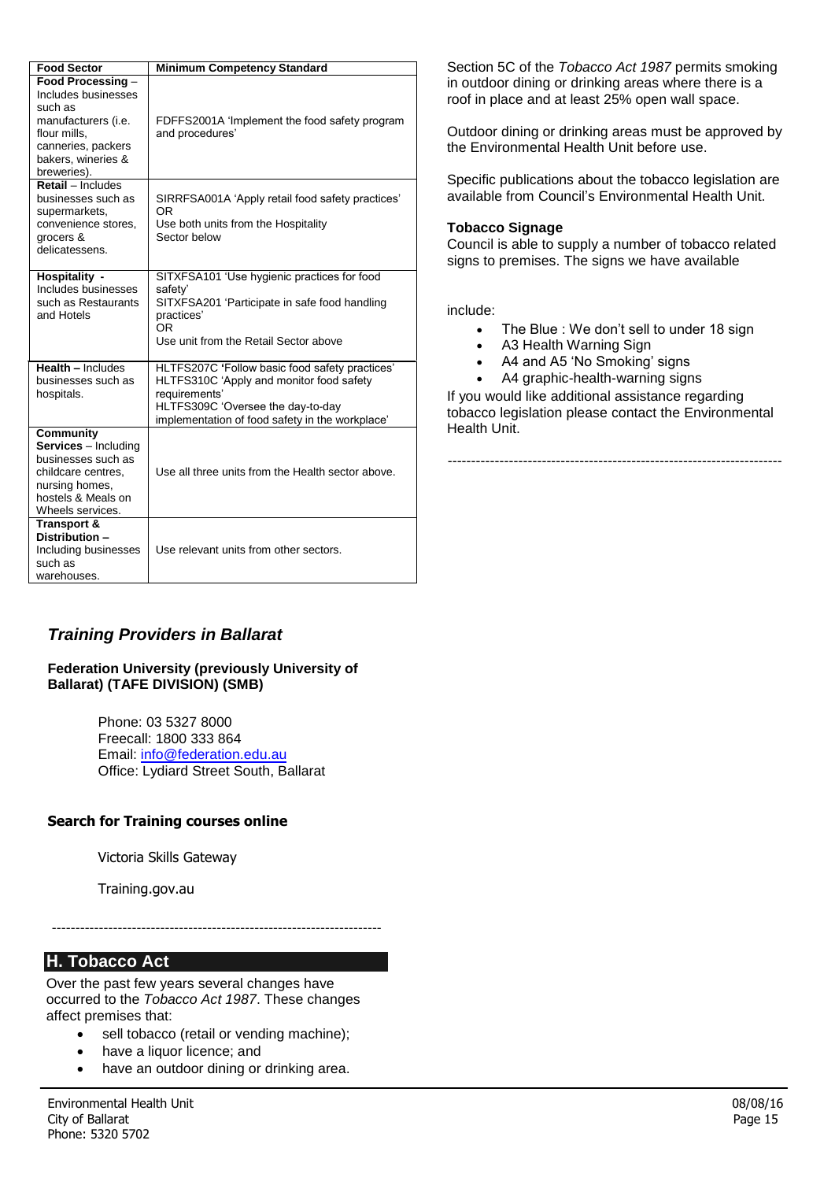| Food Sector | Minimum Competency Standard |
|---|---|
| **Food Processing** – Includes businesses such as manufacturers (i.e. flour mills, canneries, packers bakers, wineries & breweries). | FDFFS2001A 'Implement the food safety program and procedures' |
| **Retail** – Includes businesses such as supermarkets, convenience stores, grocers & delicatessens. | SIRRFSA001A 'Apply retail food safety practices' OR Use both units from the Hospitality Sector below |
| **Hospitality** - Includes businesses such as Restaurants and Hotels | SITXFSA101 'Use hygienic practices for food safety' SITXFSA201 'Participate in safe food handling practices' OR Use unit from the Retail Sector above |
| **Health** – Includes businesses such as hospitals. | HLTFS207C **'**Follow basic food safety practices' HLTFS310C 'Apply and monitor food safety requirements' HLTFS309C 'Oversee the day-to-day implementation of food safety in the workplace' |
| **Community Services** – Including businesses such as childcare centres, nursing homes, hostels & Meals on Wheels services. | Use all three units from the Health sector above. |
| **Transport & Distribution** – Including businesses such as warehouses. | Use relevant units from other sectors. |

## *Training Providers in Ballarat*

**Federation University (previously University of Ballarat) (TAFE DIVISION) (SMB)**

Phone: 03 5327 8000
Freecall: 1800 333 864
Email: info@federation.edu.au
Office: Lydiard Street South, Ballarat

**Search for Training courses online**

Victoria Skills Gateway

Training.gov.au

---

## H. Tobacco Act

Over the past few years several changes have occurred to the *Tobacco Act 1987*. These changes affect premises that:

- sell tobacco (retail or vending machine);
- have a liquor licence; and
- have an outdoor dining or drinking area.

Section 5C of the *Tobacco Act 1987* permits smoking in outdoor dining or drinking areas where there is a roof in place and at least 25% open wall space.

Outdoor dining or drinking areas must be approved by the Environmental Health Unit before use.

Specific publications about the tobacco legislation are available from Council's Environmental Health Unit.

**Tobacco Signage**

Council is able to supply a number of tobacco related signs to premises. The signs we have available include:

- The Blue : We don't sell to under 18 sign
- A3 Health Warning Sign
- A4 and A5 'No Smoking' signs
- A4 graphic-health-warning signs

If you would like additional assistance regarding tobacco legislation please contact the Environmental Health Unit.

---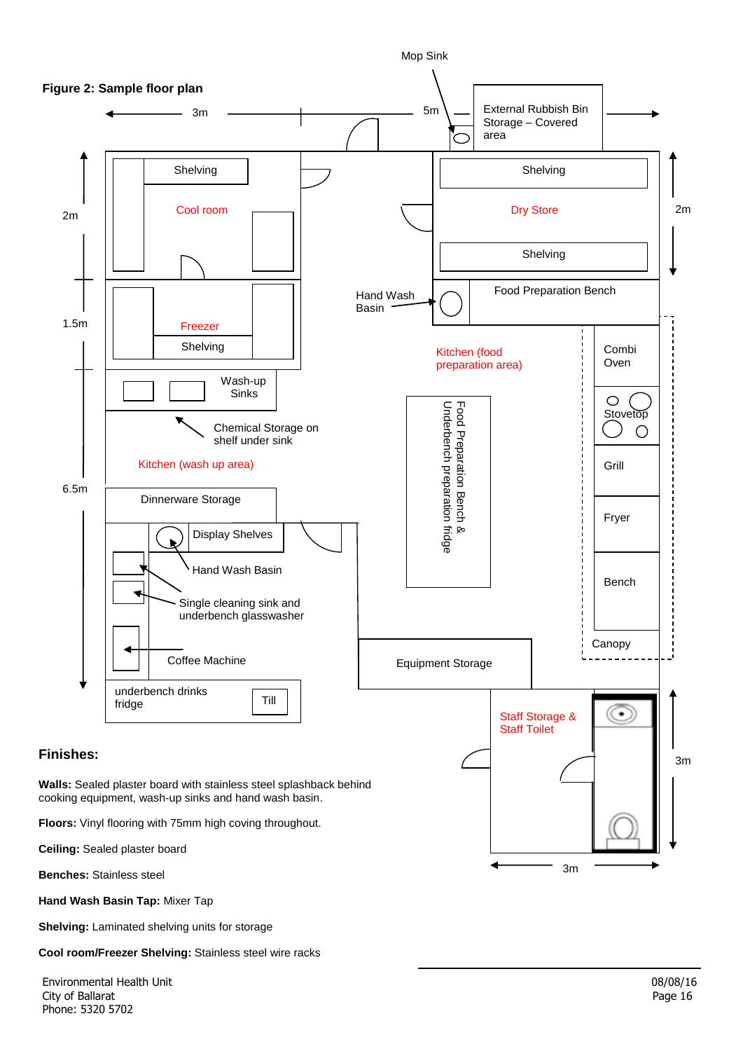**Figure 2: Sample floor plan**

Mop Sink

3m

5m

External Rubbish Bin Storage – Covered area

2m

Shelving

Cool room

Shelving

Dry Store

2m

Shelving

Hand Wash Basin

Food Preparation Bench

1.5m

Freezer

Shelving

Kitchen (food preparation area)

Combi Oven

Wash-up Sinks

Stovetop

Chemical Storage on shelf under sink

Food Preparation Bench & Underbench preparation fridge

Kitchen (wash up area)

Grill

6.5m

Dinnerware Storage

Display Shelves

Fryer

Hand Wash Basin

Bench

Single cleaning sink and underbench glasswasher

Canopy

Coffee Machine

Equipment Storage

underbench drinks fridge

Till

Staff Storage & Staff Toilet

3m

3m

## Finishes:

**Walls:** Sealed plaster board with stainless steel splashback behind cooking equipment, wash-up sinks and hand wash basin.

**Floors:** Vinyl flooring with 75mm high coving throughout.

**Ceiling:** Sealed plaster board

**Benches:** Stainless steel

**Hand Wash Basin Tap:** Mixer Tap

**Shelving:** Laminated shelving units for storage

**Cool room/Freezer Shelving:** Stainless steel wire racks